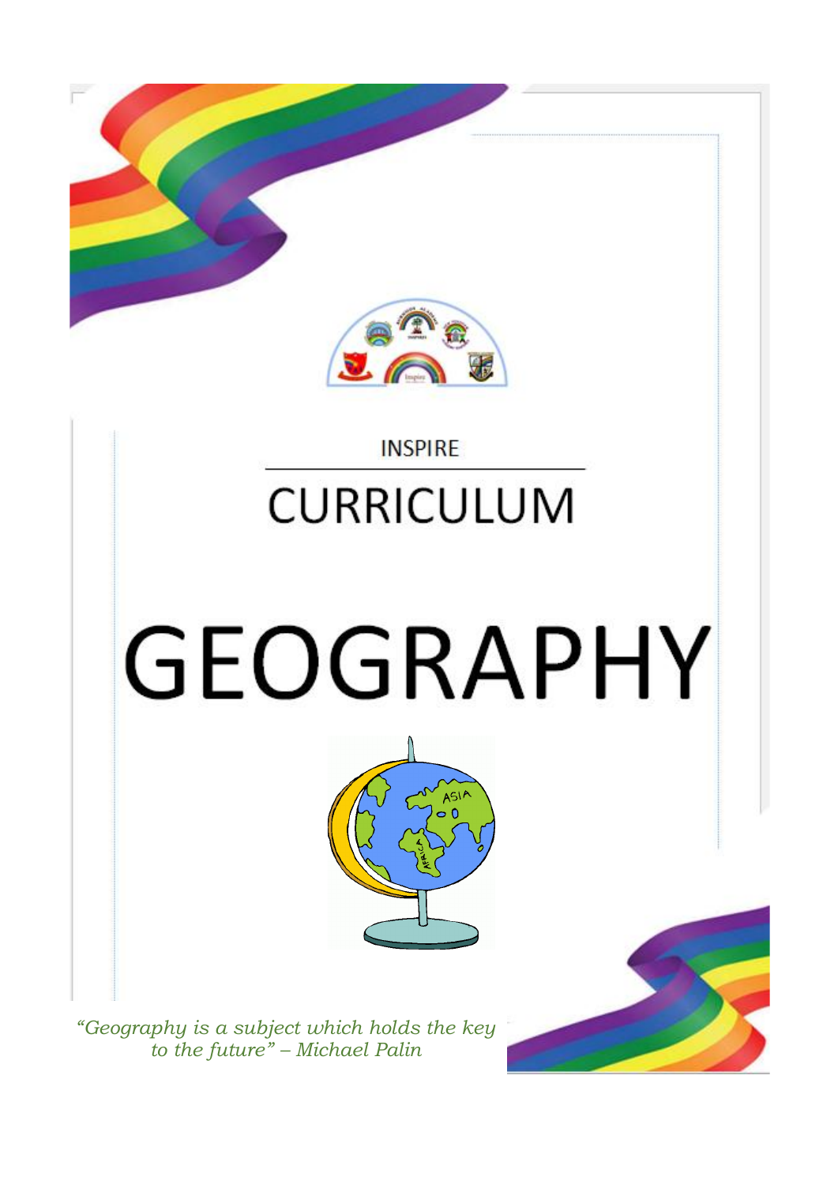INSPIRE

# CURRICULUM

# GEOGRAPHY

*"Geography is a subject which holds the key to the future" – Michael Palin*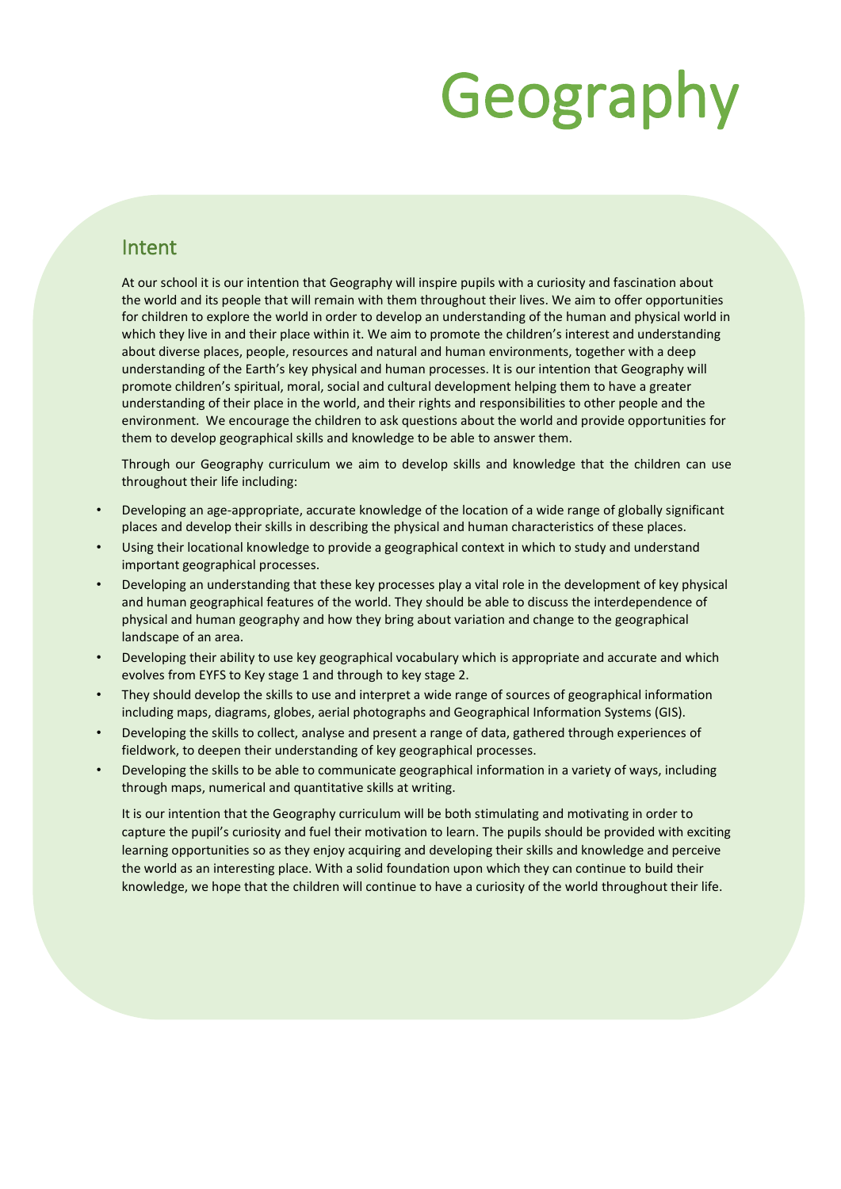# Geography

## Intent

At our school it is our intention that Geography will inspire pupils with a curiosity and fascination about the world and its people that will remain with them throughout their lives. We aim to offer opportunities for children to explore the world in order to develop an understanding of the human and physical world in which they live in and their place within it. We aim to promote the children's interest and understanding about diverse places, people, resources and natural and human environments, together with a deep understanding of the Earth's key physical and human processes. It is our intention that Geography will promote children's spiritual, moral, social and cultural development helping them to have a greater understanding of their place in the world, and their rights and responsibilities to other people and the environment. We encourage the children to ask questions about the world and provide opportunities for them to develop geographical skills and knowledge to be able to answer them.

Through our Geography curriculum we aim to develop skills and knowledge that the children can use throughout their life including:

- Developing an age-appropriate, accurate knowledge of the location of a wide range of globally significant places and develop their skills in describing the physical and human characteristics of these places.
- Using their locational knowledge to provide a geographical context in which to study and understand important geographical processes.
- Developing an understanding that these key processes play a vital role in the development of key physical and human geographical features of the world. They should be able to discuss the interdependence of physical and human geography and how they bring about variation and change to the geographical landscape of an area.
- Developing their ability to use key geographical vocabulary which is appropriate and accurate and which evolves from EYFS to Key stage 1 and through to key stage 2.
- They should develop the skills to use and interpret a wide range of sources of geographical information including maps, diagrams, globes, aerial photographs and Geographical Information Systems (GIS).
- Developing the skills to collect, analyse and present a range of data, gathered through experiences of fieldwork, to deepen their understanding of key geographical processes.
- Developing the skills to be able to communicate geographical information in a variety of ways, including through maps, numerical and quantitative skills at writing.

It is our intention that the Geography curriculum will be both stimulating and motivating in order to capture the pupil's curiosity and fuel their motivation to learn. The pupils should be provided with exciting learning opportunities so as they enjoy acquiring and developing their skills and knowledge and perceive the world as an interesting place. With a solid foundation upon which they can continue to build their knowledge, we hope that the children will continue to have a curiosity of the world throughout their life.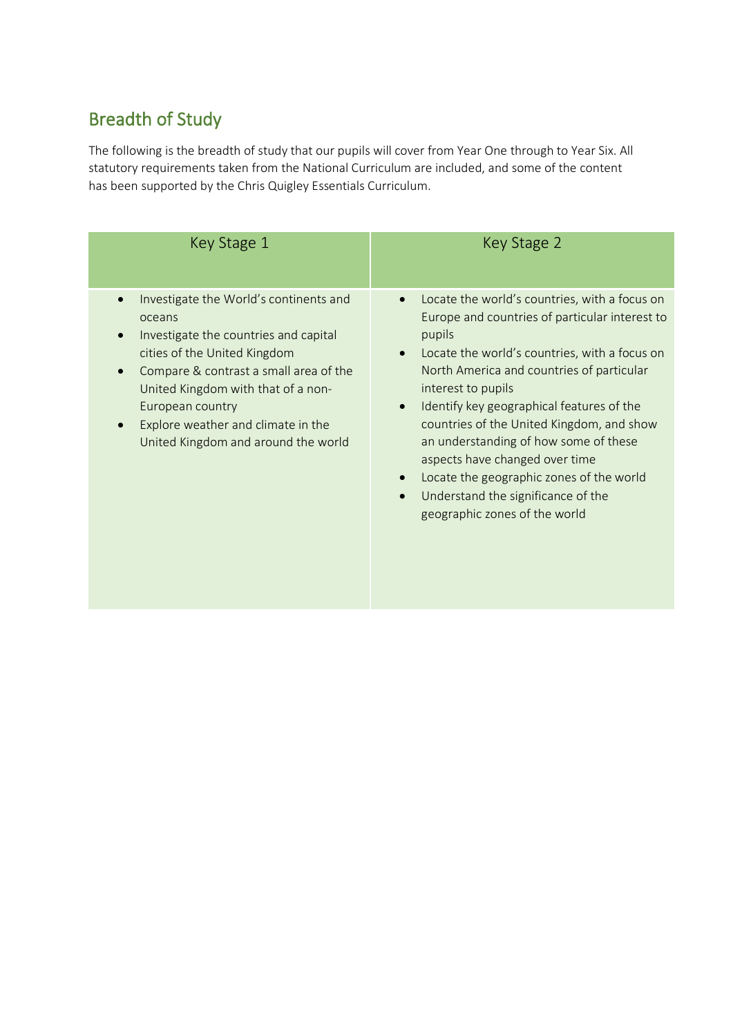## Breadth of Study

The following is the breadth of study that our pupils will cover from Year One through to Year Six. All statutory requirements taken from the National Curriculum are included, and some of the content has been supported by the Chris Quigley Essentials Curriculum.

| Key Stage 1 | Key Stage 2 |
|---|---|
| • Investigate the World's continents and oceans<br>• Investigate the countries and capital cities of the United Kingdom<br>• Compare & contrast a small area of the United Kingdom with that of a non-European country<br>• Explore weather and climate in the United Kingdom and around the world | • Locate the world's countries, with a focus on Europe and countries of particular interest to pupils<br>• Locate the world's countries, with a focus on North America and countries of particular interest to pupils<br>• Identify key geographical features of the countries of the United Kingdom, and show an understanding of how some of these aspects have changed over time<br>• Locate the geographic zones of the world<br>• Understand the significance of the geographic zones of the world |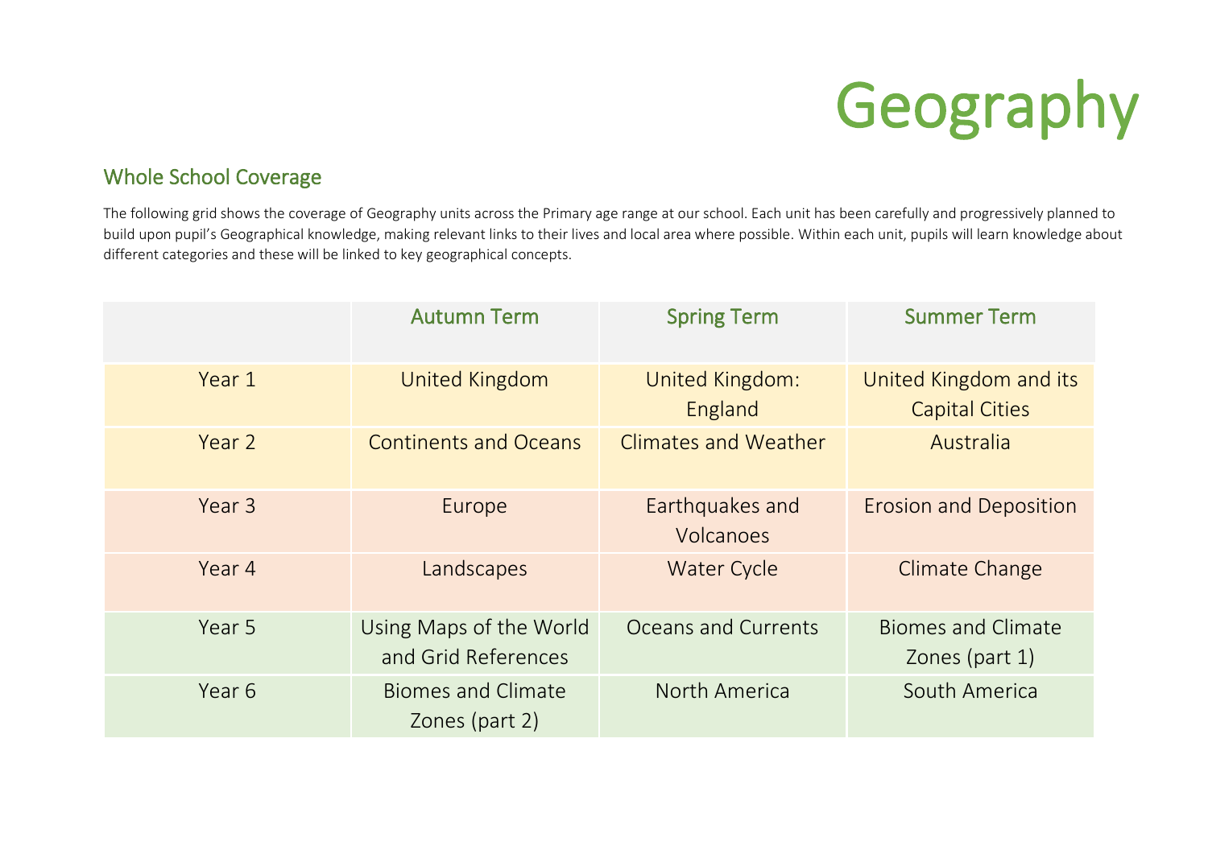# Geography

## Whole School Coverage

The following grid shows the coverage of Geography units across the Primary age range at our school. Each unit has been carefully and progressively planned to build upon pupil's Geographical knowledge, making relevant links to their lives and local area where possible. Within each unit, pupils will learn knowledge about different categories and these will be linked to key geographical concepts.

| | Autumn Term | Spring Term | Summer Term |
|---|---|---|---|
| Year 1 | United Kingdom | United Kingdom: England | United Kingdom and its Capital Cities |
| Year 2 | Continents and Oceans | Climates and Weather | Australia |
| Year 3 | Europe | Earthquakes and Volcanoes | Erosion and Deposition |
| Year 4 | Landscapes | Water Cycle | Climate Change |
| Year 5 | Using Maps of the World and Grid References | Oceans and Currents | Biomes and Climate Zones (part 1) |
| Year 6 | Biomes and Climate Zones (part 2) | North America | South America |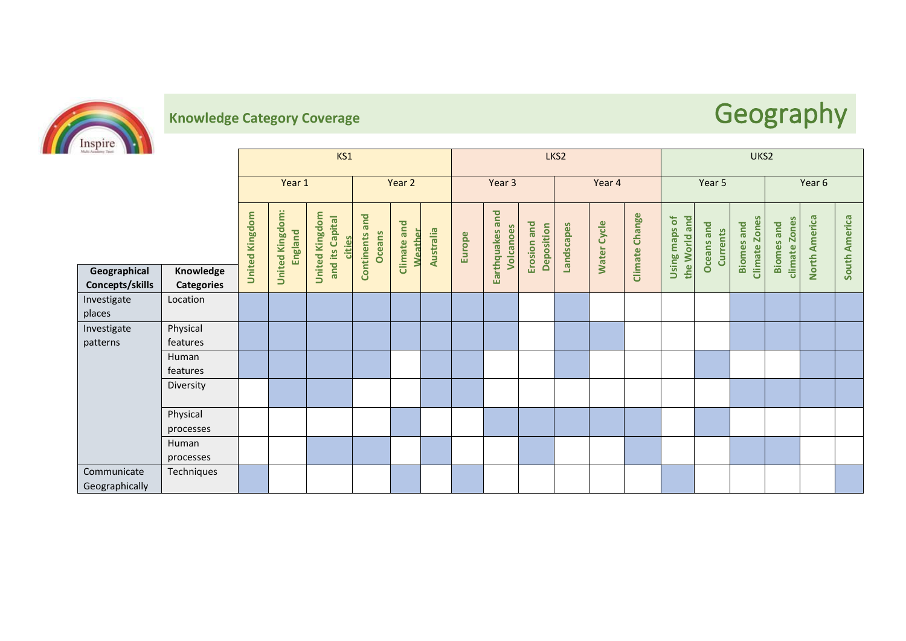## Knowledge Category Coverage

# Geography

| | | KS1 | | | | | | LKS2 | | | | | | UKS2 | | | | | |
|---|---|---|---|---|---|---|---|---|---|---|---|---|---|---|---|---|---|---|---|
| | | Year 1 | | | Year 2 | | | Year 3 | | | Year 4 | | | Year 5 | | | Year 6 | | |
| **Geographical Concepts/skills** | **Knowledge Categories** | United Kingdom | United Kingdom: England | United Kingdom and its Capital cities | Continents and Oceans | Climate and Weather | Australia | Europe | Earthquakes and Volcanoes | Erosion and Deposition | Landscapes | Water Cycle | Climate Change | Using maps of the World and | Oceans and Currents | Biomes and Climate Zones | Biomes and climate Zones | North America | South America |
| Investigate places | Location | ✓ | ✓ | ✓ | ✓ | ✓ | ✓ | ✓ | ✓ | | ✓ | | | | | ✓ | ✓ | ✓ | ✓ |
| Investigate patterns | Physical features | ✓ | ✓ | ✓ | ✓ | ✓ | ✓ | ✓ | ✓ | | ✓ | ✓ | | | | ✓ | ✓ | ✓ | ✓ |
| | Human features | ✓ | ✓ | ✓ | ✓ | | ✓ | ✓ | | | ✓ | | | | ✓ | | | ✓ | ✓ |
| | Diversity | | ✓ | ✓ | | | ✓ | ✓ | | | | | | | | ✓ | ✓ | ✓ | ✓ |
| | Physical processes | | | | | ✓ | | | ✓ | ✓ | ✓ | ✓ | ✓ | | ✓ | | | | |
| | Human processes | | | ✓ | ✓ | | ✓ | | | ✓ | | | ✓ | | | ✓ | ✓ | | |
| Communicate Geographically | Techniques | ✓ | | | | ✓ | | ✓ | | | | | | ✓ | | | | | ✓ |